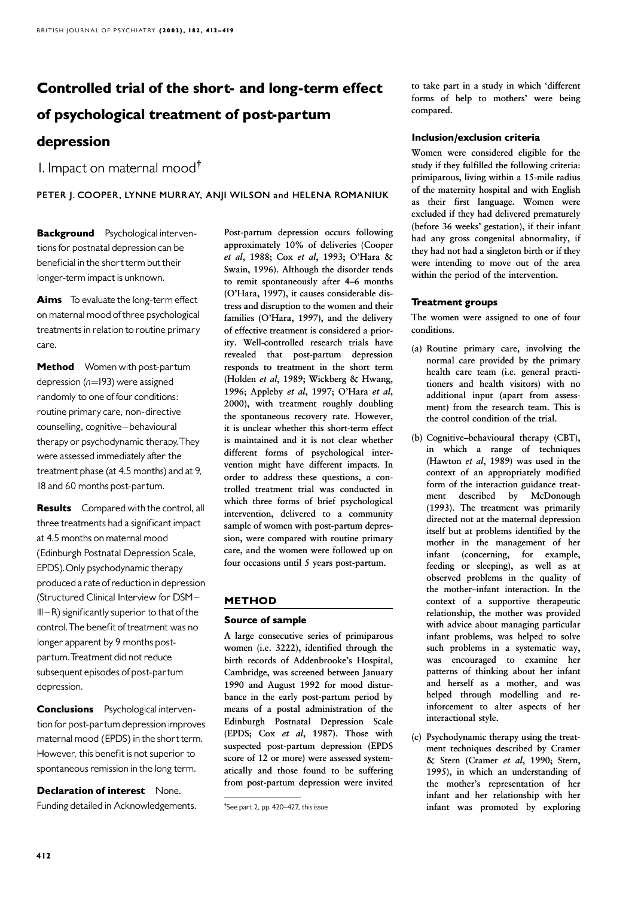# Controlled trial of the short- and long-term effect of psychological treatment of post-partum depression

## I. Impact on maternal mood†

PETER J. COOPER, LYNNE MURRAY, ANJI WILSON and HELENA ROMANIUK

**Background** Psychological interventions for postnatal depression can be beneficial in the short term but their longer-term impact is unknown.

**Aims** To evaluate the long-term effect on maternal mood of three psychological treatments in relation to routine primary care.

**Method** Women with post-partum depression ($n$=193) were assigned randomly to one of four conditions: routine primary care, non-directive counselling, cognitive–behavioural therapy or psychodynamic therapy. They were assessed immediately after the treatment phase (at 4.5 months) and at 9, 18 and 60 months post-partum.

**Results** Compared with the control, all three treatments had a significant impact at 4.5 months on maternal mood (Edinburgh Postnatal Depression Scale, EPDS). Only psychodynamic therapy produced a rate of reduction in depression (Structured Clinical Interview for DSM–III–R) significantly superior to that of the control. The benefit of treatment was no longer apparent by 9 months post-partum. Treatment did not reduce subsequent episodes of post-partum depression.

**Conclusions** Psychological intervention for post-partum depression improves maternal mood (EPDS) in the short term. However, this benefit is not superior to spontaneous remission in the long term.

**Declaration of interest** None. Funding detailed in Acknowledgements.

Post-partum depression occurs following approximately 10% of deliveries (Cooper *et al*, 1988; Cox *et al*, 1993; O'Hara & Swain, 1996). Although the disorder tends to remit spontaneously after 4–6 months (O'Hara, 1997), it causes considerable distress and disruption to the women and their families (O'Hara, 1997), and the delivery of effective treatment is considered a priority. Well-controlled research trials have revealed that post-partum depression responds to treatment in the short term (Holden *et al*, 1989; Wickberg & Hwang, 1996; Appleby *et al*, 1997; O'Hara *et al*, 2000), with treatment roughly doubling the spontaneous recovery rate. However, it is unclear whether this short-term effect is maintained and it is not clear whether different forms of psychological intervention might have different impacts. In order to address these questions, a controlled treatment trial was conducted in which three forms of brief psychological intervention, delivered to a community sample of women with post-partum depression, were compared with routine primary care, and the women were followed up on four occasions until 5 years post-partum.

## METHOD

### Source of sample

A large consecutive series of primiparous women (i.e. 3222), identified through the birth records of Addenbrooke's Hospital, Cambridge, was screened between January 1990 and August 1992 for mood disturbance in the early post-partum period by means of a postal administration of the Edinburgh Postnatal Depression Scale (EPDS; Cox *et al*, 1987). Those with suspected post-partum depression (EPDS score of 12 or more) were assessed systematically and those found to be suffering from post-partum depression were invited to take part in a study in which 'different forms of help to mothers' were being compared.

†See part 2, pp. 420–427, this issue

### Inclusion/exclusion criteria

Women were considered eligible for the study if they fulfilled the following criteria: primiparous, living within a 15-mile radius of the maternity hospital and with English as their first language. Women were excluded if they had delivered prematurely (before 36 weeks' gestation), if their infant had any gross congenital abnormality, if they had not had a singleton birth or if they were intending to move out of the area within the period of the intervention.

### Treatment groups

The women were assigned to one of four conditions.

(a) Routine primary care, involving the normal care provided by the primary health care team (i.e. general practitioners and health visitors) with no additional input (apart from assessment) from the research team. This is the control condition of the trial.

(b) Cognitive–behavioural therapy (CBT), in which a range of techniques (Hawton *et al*, 1989) was used in the context of an appropriately modified form of the interaction guidance treatment described by McDonough (1993). The treatment was primarily directed not at the maternal depression itself but at problems identified by the mother in the management of her infant (concerning, for example, feeding or sleeping), as well as at observed problems in the quality of the mother–infant interaction. In the context of a supportive therapeutic relationship, the mother was provided with advice about managing particular infant problems, was helped to solve such problems in a systematic way, was encouraged to examine her patterns of thinking about her infant and herself as a mother, and was helped through modelling and reinforcement to alter aspects of her interactional style.

(c) Psychodynamic therapy using the treatment techniques described by Cramer & Stern (Cramer *et al*, 1990; Stern, 1995), in which an understanding of the mother's representation of her infant and her relationship with her infant was promoted by exploring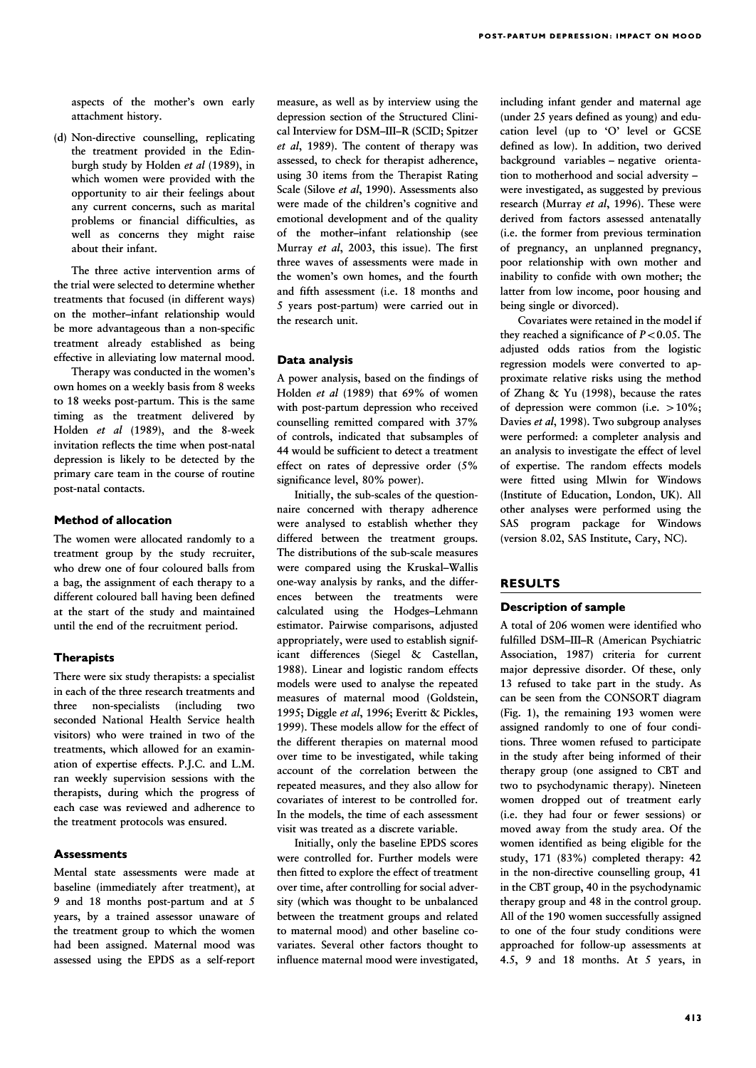aspects of the mother's own early attachment history.

(d) Non-directive counselling, replicating the treatment provided in the Edinburgh study by Holden *et al* (1989), in which women were provided with the opportunity to air their feelings about any current concerns, such as marital problems or financial difficulties, as well as concerns they might raise about their infant.

The three active intervention arms of the trial were selected to determine whether treatments that focused (in different ways) on the mother–infant relationship would be more advantageous than a non-specific treatment already established as being effective in alleviating low maternal mood.

Therapy was conducted in the women's own homes on a weekly basis from 8 weeks to 18 weeks post-partum. This is the same timing as the treatment delivered by Holden *et al* (1989), and the 8-week invitation reflects the time when post-natal depression is likely to be detected by the primary care team in the course of routine post-natal contacts.

### Method of allocation

The women were allocated randomly to a treatment group by the study recruiter, who drew one of four coloured balls from a bag, the assignment of each therapy to a different coloured ball having been defined at the start of the study and maintained until the end of the recruitment period.

### Therapists

There were six study therapists: a specialist in each of the three research treatments and three non-specialists (including two seconded National Health Service health visitors) who were trained in two of the treatments, which allowed for an examination of expertise effects. P.J.C. and L.M. ran weekly supervision sessions with the therapists, during which the progress of each case was reviewed and adherence to the treatment protocols was ensured.

### Assessments

Mental state assessments were made at baseline (immediately after treatment), at 9 and 18 months post-partum and at 5 years, by a trained assessor unaware of the treatment group to which the women had been assigned. Maternal mood was assessed using the EPDS as a self-report measure, as well as by interview using the depression section of the Structured Clinical Interview for DSM–III–R (SCID; Spitzer *et al*, 1989). The content of therapy was assessed, to check for therapist adherence, using 30 items from the Therapist Rating Scale (Silove *et al*, 1990). Assessments also were made of the children's cognitive and emotional development and of the quality of the mother–infant relationship (see Murray *et al*, 2003, this issue). The first three waves of assessments were made in the women's own homes, and the fourth and fifth assessment (i.e. 18 months and 5 years post-partum) were carried out in the research unit.

### Data analysis

A power analysis, based on the findings of Holden *et al* (1989) that 69% of women with post-partum depression who received counselling remitted compared with 37% of controls, indicated that subsamples of 44 would be sufficient to detect a treatment effect on rates of depressive order (5% significance level, 80% power).

Initially, the sub-scales of the questionnaire concerned with therapy adherence were analysed to establish whether they differed between the treatment groups. The distributions of the sub-scale measures were compared using the Kruskal–Wallis one-way analysis by ranks, and the differences between the treatments were calculated using the Hodges–Lehmann estimator. Pairwise comparisons, adjusted appropriately, were used to establish significant differences (Siegel & Castellan, 1988). Linear and logistic random effects models were used to analyse the repeated measures of maternal mood (Goldstein, 1995; Diggle *et al*, 1996; Everitt & Pickles, 1999). These models allow for the effect of the different therapies on maternal mood over time to be investigated, while taking account of the correlation between the repeated measures, and they also allow for covariates of interest to be controlled for. In the models, the time of each assessment visit was treated as a discrete variable.

Initially, only the baseline EPDS scores were controlled for. Further models were then fitted to explore the effect of treatment over time, after controlling for social adversity (which was thought to be unbalanced between the treatment groups and related to maternal mood) and other baseline covariates. Several other factors thought to influence maternal mood were investigated, including infant gender and maternal age (under 25 years defined as young) and education level (up to 'O' level or GCSE defined as low). In addition, two derived background variables – negative orientation to motherhood and social adversity – were investigated, as suggested by previous research (Murray *et al*, 1996). These were derived from factors assessed antenatally (i.e. the former from previous termination of pregnancy, an unplanned pregnancy, poor relationship with own mother and inability to confide with own mother; the latter from low income, poor housing and being single or divorced).

Covariates were retained in the model if they reached a significance of $P<0.05$. The adjusted odds ratios from the logistic regression models were converted to approximate relative risks using the method of Zhang & Yu (1998), because the rates of depression were common (i.e. $>10\%$; Davies *et al*, 1998). Two subgroup analyses were performed: a completer analysis and an analysis to investigate the effect of level of expertise. The random effects models were fitted using Mlwin for Windows (Institute of Education, London, UK). All other analyses were performed using the SAS program package for Windows (version 8.02, SAS Institute, Cary, NC).

## RESULTS

### Description of sample

A total of 206 women were identified who fulfilled DSM–III–R (American Psychiatric Association, 1987) criteria for current major depressive disorder. Of these, only 13 refused to take part in the study. As can be seen from the CONSORT diagram (Fig. 1), the remaining 193 women were assigned randomly to one of four conditions. Three women refused to participate in the study after being informed of their therapy group (one assigned to CBT and two to psychodynamic therapy). Nineteen women dropped out of treatment early (i.e. they had four or fewer sessions) or moved away from the study area. Of the women identified as being eligible for the study, 171 (83%) completed therapy: 42 in the non-directive counselling group, 41 in the CBT group, 40 in the psychodynamic therapy group and 48 in the control group. All of the 190 women successfully assigned to one of the four study conditions were approached for follow-up assessments at 4.5, 9 and 18 months. At 5 years, in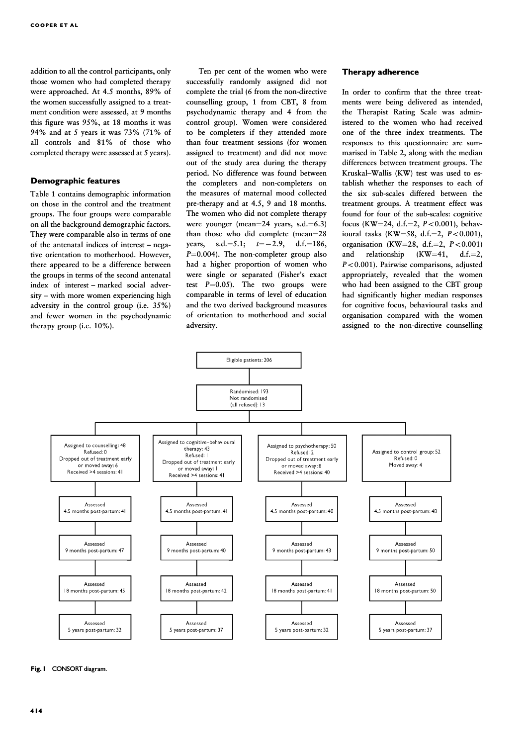addition to all the control participants, only those women who had completed therapy were approached. At 4.5 months, 89% of the women successfully assigned to a treatment condition were assessed, at 9 months this figure was 95%, at 18 months it was 94% and at 5 years it was 73% (71% of all controls and 81% of those who completed therapy were assessed at 5 years).

## Demographic features

Table 1 contains demographic information on those in the control and the treatment groups. The four groups were comparable on all the background demographic factors. They were comparable also in terms of one of the antenatal indices of interest – negative orientation to motherhood. However, there appeared to be a difference between the groups in terms of the second antenatal index of interest – marked social adversity – with more women experiencing high adversity in the control group (i.e. 35%) and fewer women in the psychodynamic therapy group (i.e. 10%).

Ten per cent of the women who were successfully randomly assigned did not complete the trial (6 from the non-directive counselling group, 1 from CBT, 8 from psychodynamic therapy and 4 from the control group). Women were considered to be completers if they attended more than four treatment sessions (for women assigned to treatment) and did not move out of the study area during the therapy period. No difference was found between the completers and non-completers on the measures of maternal mood collected pre-therapy and at 4.5, 9 and 18 months. The women who did not complete therapy were younger (mean=24 years, s.d.=6.3) than those who did complete (mean=28 years, s.d.=5.1; $t=-2.9$, d.f.=186, $P=0.004$). The non-completer group also had a higher proportion of women who were single or separated (Fisher's exact test $P=0.05$). The two groups were comparable in terms of level of education and the two derived background measures of orientation to motherhood and social adversity.

## Therapy adherence

In order to confirm that the three treatments were being delivered as intended, the Therapist Rating Scale was administered to the women who had received one of the three index treatments. The responses to this questionnaire are summarised in Table 2, along with the median differences between treatment groups. The Kruskal–Wallis (KW) test was used to establish whether the responses to each of the six sub-scales differed between the treatment groups. A treatment effect was found for four of the sub-scales: cognitive focus (KW=24, d.f.=2, $P<0.001$), behavioural tasks (KW=58, d.f.=2, $P<0.001$), organisation (KW=28, d.f.=2, $P<0.001$) and relationship (KW=41, d.f.=2, $P<0.001$). Pairwise comparisons, adjusted appropriately, revealed that the women who had been assigned to the CBT group had significantly higher median responses for cognitive focus, behavioural tasks and organisation compared with the women assigned to the non-directive counselling

Eligible patients: 206

Randomised: 193
Not randomised (all refused): 13

| Assigned to counselling: 48 | Assigned to cognitive–behavioural therapy: 43 | Assigned to psychotherapy: 50 | Assigned to control group: 52 |
|---|---|---|---|
| Refused: 0 | Refused: 1 | Refused: 2 | Refused: 0 |
| Dropped out of treatment early or moved away: 6 | Dropped out of treatment early or moved away: 1 | Dropped out of treatment early or moved away: 8 | Moved away: 4 |
| Received >4 sessions: 41 | Received >4 sessions: 41 | Received >4 sessions: 40 | |
| Assessed 4.5 months post-partum: 41 | Assessed 4.5 months post-partum: 41 | Assessed 4.5 months post-partum: 40 | Assessed 4.5 months post-partum: 48 |
| Assessed 9 months post-partum: 47 | Assessed 9 months post-partum: 40 | Assessed 9 months post-partum: 43 | Assessed 9 months post-partum: 50 |
| Assessed 18 months post-partum: 45 | Assessed 18 months post-partum: 42 | Assessed 18 months post-partum: 41 | Assessed 18 months post-partum: 50 |
| Assessed 5 years post-partum: 32 | Assessed 5 years post-partum: 37 | Assessed 5 years post-partum: 32 | Assessed 5 years post-partum: 37 |

**Fig. 1** CONSORT diagram.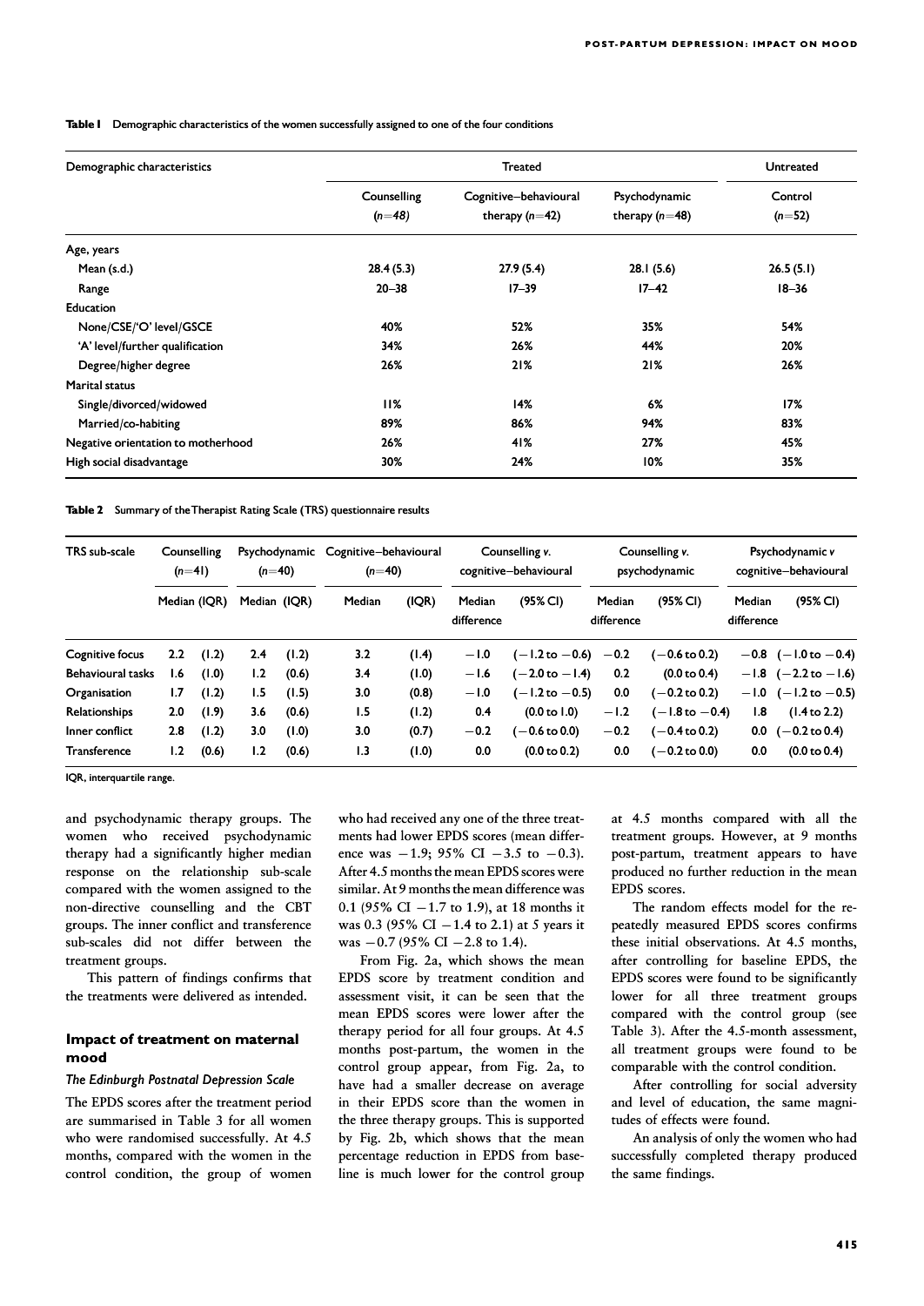**Table 1** Demographic characteristics of the women successfully assigned to one of the four conditions

| Demographic characteristics | Treated | | | Untreated |
|---|---|---|---|---|
| | Counselling (*n*=48) | Cognitive–behavioural therapy (*n*=42) | Psychodynamic therapy (*n*=48) | Control (*n*=52) |
| Age, years | | | | |
| Mean (s.d.) | 28.4 (5.3) | 27.9 (5.4) | 28.1 (5.6) | 26.5 (5.1) |
| Range | 20–38 | 17–39 | 17–42 | 18–36 |
| Education | | | | |
| None/CSE/'O' level/GSCE | 40% | 52% | 35% | 54% |
| 'A' level/further qualification | 34% | 26% | 44% | 20% |
| Degree/higher degree | 26% | 21% | 21% | 26% |
| Marital status | | | | |
| Single/divorced/widowed | 11% | 14% | 6% | 17% |
| Married/co-habiting | 89% | 86% | 94% | 83% |
| Negative orientation to motherhood | 26% | 41% | 27% | 45% |
| High social disadvantage | 30% | 24% | 10% | 35% |

**Table 2** Summary of the Therapist Rating Scale (TRS) questionnaire results

| TRS sub-scale | Counselling (*n*=41) | | Psychodynamic (*n*=40) | | Cognitive–behavioural (*n*=40) | | Counselling *v.* cognitive–behavioural | | Counselling *v.* psychodynamic | | Psychodynamic *v* cognitive–behavioural | |
|---|---|---|---|---|---|---|---|---|---|---|---|---|
| | Median | (IQR) | Median | (IQR) | Median | (IQR) | Median difference | (95% CI) | Median difference | (95% CI) | Median difference | (95% CI) |
| Cognitive focus | 2.2 | (1.2) | 2.4 | (1.2) | 3.2 | (1.4) | −1.0 | (−1.2 to −0.6) | −0.2 | (−0.6 to 0.2) | −0.8 | (−1.0 to −0.4) |
| Behavioural tasks | 1.6 | (1.0) | 1.2 | (0.6) | 3.4 | (1.0) | −1.6 | (−2.0 to −1.4) | 0.2 | (0.0 to 0.4) | −1.8 | (−2.2 to −1.6) |
| Organisation | 1.7 | (1.2) | 1.5 | (1.5) | 3.0 | (0.8) | −1.0 | (−1.2 to −0.5) | 0.0 | (−0.2 to 0.2) | −1.0 | (−1.2 to −0.5) |
| Relationships | 2.0 | (1.9) | 3.6 | (0.6) | 1.5 | (1.2) | 0.4 | (0.0 to 1.0) | −1.2 | (−1.8 to −0.4) | 1.8 | (1.4 to 2.2) |
| Inner conflict | 2.8 | (1.2) | 3.0 | (1.0) | 3.0 | (0.7) | −0.2 | (−0.6 to 0.0) | −0.2 | (−0.4 to 0.2) | 0.0 | (−0.2 to 0.4) |
| Transference | 1.2 | (0.6) | 1.2 | (0.6) | 1.3 | (1.0) | 0.0 | (0.0 to 0.2) | 0.0 | (−0.2 to 0.0) | 0.0 | (0.0 to 0.4) |

IQR, interquartile range.

and psychodynamic therapy groups. The women who received psychodynamic therapy had a significantly higher median response on the relationship sub-scale compared with the women assigned to the non-directive counselling and the CBT groups. The inner conflict and transference sub-scales did not differ between the treatment groups.

This pattern of findings confirms that the treatments were delivered as intended.

## Impact of treatment on maternal mood

### *The Edinburgh Postnatal Depression Scale*

The EPDS scores after the treatment period are summarised in Table 3 for all women who were randomised successfully. At 4.5 months, compared with the women in the control condition, the group of women who had received any one of the three treatments had lower EPDS scores (mean difference was −1.9; 95% CI −3.5 to −0.3). After 4.5 months the mean EPDS scores were similar. At 9 months the mean difference was 0.1 (95% CI −1.7 to 1.9), at 18 months it was 0.3 (95% CI −1.4 to 2.1) at 5 years it was −0.7 (95% CI −2.8 to 1.4).

From Fig. 2a, which shows the mean EPDS score by treatment condition and assessment visit, it can be seen that the mean EPDS scores were lower after the therapy period for all four groups. At 4.5 months post-partum, the women in the control group appear, from Fig. 2a, to have had a smaller decrease on average in their EPDS score than the women in the three therapy groups. This is supported by Fig. 2b, which shows that the mean percentage reduction in EPDS from baseline is much lower for the control group at 4.5 months compared with all the treatment groups. However, at 9 months post-partum, treatment appears to have produced no further reduction in the mean EPDS scores.

The random effects model for the repeatedly measured EPDS scores confirms these initial observations. At 4.5 months, after controlling for baseline EPDS, the EPDS scores were found to be significantly lower for all three treatment groups compared with the control group (see Table 3). After the 4.5-month assessment, all treatment groups were found to be comparable with the control condition.

After controlling for social adversity and level of education, the same magnitudes of effects were found.

An analysis of only the women who had successfully completed therapy produced the same findings.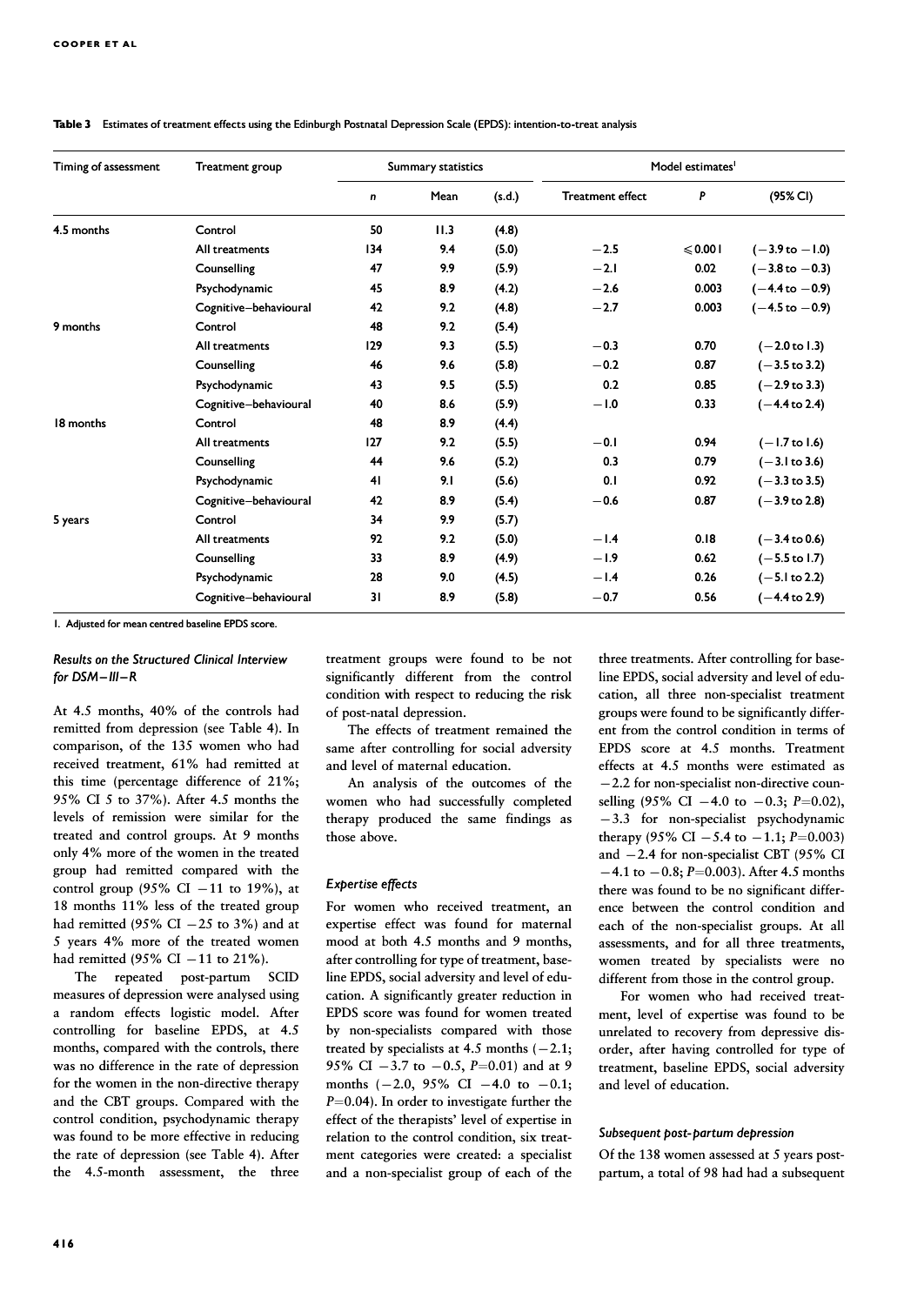**Table 3** Estimates of treatment effects using the Edinburgh Postnatal Depression Scale (EPDS): intention-to-treat analysis

| Timing of assessment | Treatment group | Summary statistics | | | Model estimates[1] | | |
|---|---|---|---|---|---|---|---|
| | | *n* | Mean | (s.d.) | Treatment effect | *P* | (95% CI) |
| 4.5 months | Control | 50 | 11.3 | (4.8) | | | |
| | All treatments | 134 | 9.4 | (5.0) | −2.5 | ⩽0.001 | (−3.9 to −1.0) |
| | Counselling | 47 | 9.9 | (5.9) | −2.1 | 0.02 | (−3.8 to −0.3) |
| | Psychodynamic | 45 | 8.9 | (4.2) | −2.6 | 0.003 | (−4.4 to −0.9) |
| | Cognitive–behavioural | 42 | 9.2 | (4.8) | −2.7 | 0.003 | (−4.5 to −0.9) |
| 9 months | Control | 48 | 9.2 | (5.4) | | | |
| | All treatments | 129 | 9.3 | (5.5) | −0.3 | 0.70 | (−2.0 to 1.3) |
| | Counselling | 46 | 9.6 | (5.8) | −0.2 | 0.87 | (−3.5 to 3.2) |
| | Psychodynamic | 43 | 9.5 | (5.5) | 0.2 | 0.85 | (−2.9 to 3.3) |
| | Cognitive–behavioural | 40 | 8.6 | (5.9) | −1.0 | 0.33 | (−4.4 to 2.4) |
| 18 months | Control | 48 | 8.9 | (4.4) | | | |
| | All treatments | 127 | 9.2 | (5.5) | −0.1 | 0.94 | (−1.7 to 1.6) |
| | Counselling | 44 | 9.6 | (5.2) | 0.3 | 0.79 | (−3.1 to 3.6) |
| | Psychodynamic | 41 | 9.1 | (5.6) | 0.1 | 0.92 | (−3.3 to 3.5) |
| | Cognitive–behavioural | 42 | 8.9 | (5.4) | −0.6 | 0.87 | (−3.9 to 2.8) |
| 5 years | Control | 34 | 9.9 | (5.7) | | | |
| | All treatments | 92 | 9.2 | (5.0) | −1.4 | 0.18 | (−3.4 to 0.6) |
| | Counselling | 33 | 8.9 | (4.9) | −1.9 | 0.62 | (−5.5 to 1.7) |
| | Psychodynamic | 28 | 9.0 | (4.5) | −1.4 | 0.26 | (−5.1 to 2.2) |
| | Cognitive–behavioural | 31 | 8.9 | (5.8) | −0.7 | 0.56 | (−4.4 to 2.9) |

1. Adjusted for mean centred baseline EPDS score.

### *Results on the Structured Clinical Interview for DSM–III–R*

At 4.5 months, 40% of the controls had remitted from depression (see Table 4). In comparison, of the 135 women who had received treatment, 61% had remitted at this time (percentage difference of 21%; 95% CI 5 to 37%). After 4.5 months the levels of remission were similar for the treated and control groups. At 9 months only 4% more of the women in the treated group had remitted compared with the control group (95% CI −11 to 19%), at 18 months 11% less of the treated group had remitted (95% CI −25 to 3%) and at 5 years 4% more of the treated women had remitted (95% CI −11 to 21%).

The repeated post-partum SCID measures of depression were analysed using a random effects logistic model. After controlling for baseline EPDS, at 4.5 months, compared with the controls, there was no difference in the rate of depression for the women in the non-directive therapy and the CBT groups. Compared with the control condition, psychodynamic therapy was found to be more effective in reducing the rate of depression (see Table 4). After the 4.5-month assessment, the three treatment groups were found to be not significantly different from the control condition with respect to reducing the risk of post-natal depression.

The effects of treatment remained the same after controlling for social adversity and level of maternal education.

An analysis of the outcomes of the women who had successfully completed therapy produced the same findings as those above.

### *Expertise effects*

For women who received treatment, an expertise effect was found for maternal mood at both 4.5 months and 9 months, after controlling for type of treatment, baseline EPDS, social adversity and level of education. A significantly greater reduction in EPDS score was found for women treated by non-specialists compared with those treated by specialists at 4.5 months (−2.1; 95% CI −3.7 to −0.5, $P$=0.01) and at 9 months (−2.0, 95% CI −4.0 to −0.1; $P$=0.04). In order to investigate further the effect of the therapists' level of expertise in relation to the control condition, six treatment categories were created: a specialist and a non-specialist group of each of the three treatments. After controlling for baseline EPDS, social adversity and level of education, all three non-specialist treatment groups were found to be significantly different from the control condition in terms of EPDS score at 4.5 months. Treatment effects at 4.5 months were estimated as −2.2 for non-specialist non-directive counselling (95% CI −4.0 to −0.3; $P$=0.02), −3.3 for non-specialist psychodynamic therapy (95% CI −5.4 to −1.1; $P$=0.003) and −2.4 for non-specialist CBT (95% CI −4.1 to −0.8; $P$=0.003). After 4.5 months there was found to be no significant difference between the control condition and each of the non-specialist groups. At all assessments, and for all three treatments, women treated by specialists were no different from those in the control group.

For women who had received treatment, level of expertise was found to be unrelated to recovery from depressive disorder, after having controlled for type of treatment, baseline EPDS, social adversity and level of education.

### *Subsequent post-partum depression*

Of the 138 women assessed at 5 years post-partum, a total of 98 had had a subsequent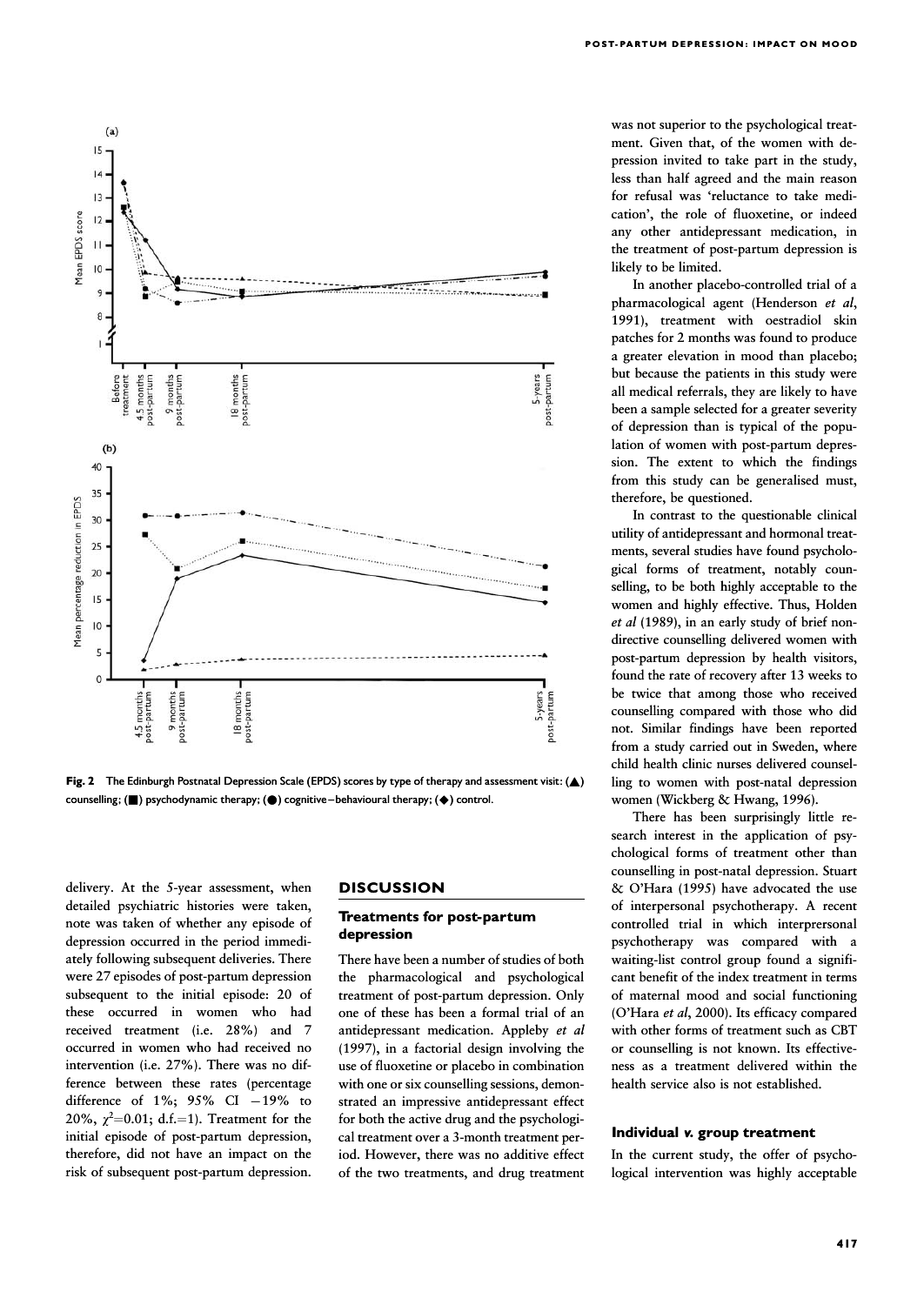Fig. 2 The Edinburgh Postnatal Depression Scale (EPDS) scores by type of therapy and assessment visit: (▲) counselling; (■) psychodynamic therapy; (●) cognitive–behavioural therapy; (◆) control.

delivery. At the 5-year assessment, when detailed psychiatric histories were taken, note was taken of whether any episode of depression occurred in the period immediately following subsequent deliveries. There were 27 episodes of post-partum depression subsequent to the initial episode: 20 of these occurred in women who had received treatment (i.e. 28%) and 7 occurred in women who had received no intervention (i.e. 27%). There was no difference between these rates (percentage difference of 1%; 95% CI −19% to 20%, $\chi^2$=0.01; d.f.=1). Treatment for the initial episode of post-partum depression, therefore, did not have an impact on the risk of subsequent post-partum depression.

## DISCUSSION

### Treatments for post-partum depression

There have been a number of studies of both the pharmacological and psychological treatment of post-partum depression. Only one of these has been a formal trial of an antidepressant medication. Appleby *et al* (1997), in a factorial design involving the use of fluoxetine or placebo in combination with one or six counselling sessions, demonstrated an impressive antidepressant effect for both the active drug and the psychological treatment over a 3-month treatment period. However, there was no additive effect of the two treatments, and drug treatment was not superior to the psychological treatment. Given that, of the women with depression invited to take part in the study, less than half agreed and the main reason for refusal was 'reluctance to take medication', the role of fluoxetine, or indeed any other antidepressant medication, in the treatment of post-partum depression is likely to be limited.

In another placebo-controlled trial of a pharmacological agent (Henderson *et al*, 1991), treatment with oestradiol skin patches for 2 months was found to produce a greater elevation in mood than placebo; but because the patients in this study were all medical referrals, they are likely to have been a sample selected for a greater severity of depression than is typical of the population of women with post-partum depression. The extent to which the findings from this study can be generalised must, therefore, be questioned.

In contrast to the questionable clinical utility of antidepressant and hormonal treatments, several studies have found psychological forms of treatment, notably counselling, to be both highly acceptable to the women and highly effective. Thus, Holden *et al* (1989), in an early study of brief non-directive counselling delivered women with post-partum depression by health visitors, found the rate of recovery after 13 weeks to be twice that among those who received counselling compared with those who did not. Similar findings have been reported from a study carried out in Sweden, where child health clinic nurses delivered counselling to women with post-natal depression women (Wickberg & Hwang, 1996).

There has been surprisingly little research interest in the application of psychological forms of treatment other than counselling in post-natal depression. Stuart & O'Hara (1995) have advocated the use of interpersonal psychotherapy. A recent controlled trial in which interprersonal psychotherapy was compared with a waiting-list control group found a significant benefit of the index treatment in terms of maternal mood and social functioning (O'Hara *et al*, 2000). Its efficacy compared with other forms of treatment such as CBT or counselling is not known. Its effectiveness as a treatment delivered within the health service also is not established.

### Individual *v.* group treatment

In the current study, the offer of psychological intervention was highly acceptable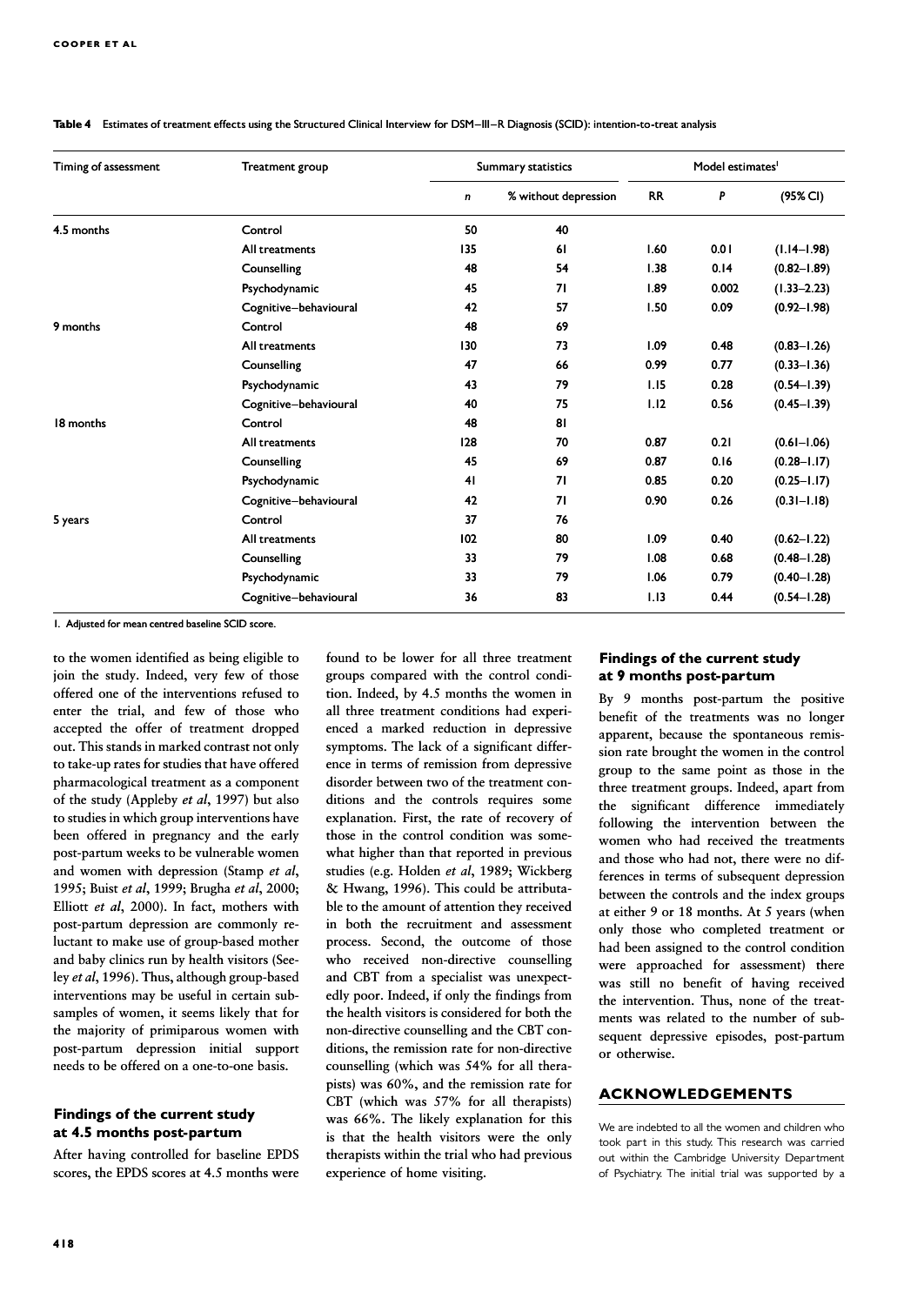**Table 4** Estimates of treatment effects using the Structured Clinical Interview for DSM–III–R Diagnosis (SCID): intention-to-treat analysis

| Timing of assessment | Treatment group | Summary statistics | | Model estimates[1] | | |
|---|---|---|---|---|---|---|
| | | *n* | % without depression | RR | *P* | (95% CI) |
| 4.5 months | Control | 50 | 40 | | | |
| | All treatments | 135 | 61 | 1.60 | 0.01 | (1.14–1.98) |
| | Counselling | 48 | 54 | 1.38 | 0.14 | (0.82–1.89) |
| | Psychodynamic | 45 | 71 | 1.89 | 0.002 | (1.33–2.23) |
| | Cognitive–behavioural | 42 | 57 | 1.50 | 0.09 | (0.92–1.98) |
| 9 months | Control | 48 | 69 | | | |
| | All treatments | 130 | 73 | 1.09 | 0.48 | (0.83–1.26) |
| | Counselling | 47 | 66 | 0.99 | 0.77 | (0.33–1.36) |
| | Psychodynamic | 43 | 79 | 1.15 | 0.28 | (0.54–1.39) |
| | Cognitive–behavioural | 40 | 75 | 1.12 | 0.56 | (0.45–1.39) |
| 18 months | Control | 48 | 81 | | | |
| | All treatments | 128 | 70 | 0.87 | 0.21 | (0.61–1.06) |
| | Counselling | 45 | 69 | 0.87 | 0.16 | (0.28–1.17) |
| | Psychodynamic | 41 | 71 | 0.85 | 0.20 | (0.25–1.17) |
| | Cognitive–behavioural | 42 | 71 | 0.90 | 0.26 | (0.31–1.18) |
| 5 years | Control | 37 | 76 | | | |
| | All treatments | 102 | 80 | 1.09 | 0.40 | (0.62–1.22) |
| | Counselling | 33 | 79 | 1.08 | 0.68 | (0.48–1.28) |
| | Psychodynamic | 33 | 79 | 1.06 | 0.79 | (0.40–1.28) |
| | Cognitive–behavioural | 36 | 83 | 1.13 | 0.44 | (0.54–1.28) |

1. Adjusted for mean centred baseline SCID score.

to the women identified as being eligible to join the study. Indeed, very few of those offered one of the interventions refused to enter the trial, and few of those who accepted the offer of treatment dropped out. This stands in marked contrast not only to take-up rates for studies that have offered pharmacological treatment as a component of the study (Appleby *et al*, 1997) but also to studies in which group interventions have been offered in pregnancy and the early post-partum weeks to be vulnerable women and women with depression (Stamp *et al*, 1995; Buist *et al*, 1999; Brugha *et al*, 2000; Elliott *et al*, 2000). In fact, mothers with post-partum depression are commonly reluctant to make use of group-based mother and baby clinics run by health visitors (Seeley *et al*, 1996). Thus, although group-based interventions may be useful in certain subsamples of women, it seems likely that for the majority of primiparous women with post-partum depression initial support needs to be offered on a one-to-one basis.

### Findings of the current study at 4.5 months post-partum

After having controlled for baseline EPDS scores, the EPDS scores at 4.5 months were found to be lower for all three treatment groups compared with the control condition. Indeed, by 4.5 months the women in all three treatment conditions had experienced a marked reduction in depressive symptoms. The lack of a significant difference in terms of remission from depressive disorder between two of the treatment conditions and the controls requires some explanation. First, the rate of recovery of those in the control condition was somewhat higher than that reported in previous studies (e.g. Holden *et al*, 1989; Wickberg & Hwang, 1996). This could be attributable to the amount of attention they received in both the recruitment and assessment process. Second, the outcome of those who received non-directive counselling and CBT from a specialist was unexpectedly poor. Indeed, if only the findings from the health visitors is considered for both the non-directive counselling and the CBT conditions, the remission rate for non-directive counselling (which was 54% for all therapists) was 60%, and the remission rate for CBT (which was 57% for all therapists) was 66%. The likely explanation for this is that the health visitors were the only therapists within the trial who had previous experience of home visiting.

### Findings of the current study at 9 months post-partum

By 9 months post-partum the positive benefit of the treatments was no longer apparent, because the spontaneous remission rate brought the women in the control group to the same point as those in the three treatment groups. Indeed, apart from the significant difference immediately following the intervention between the women who had received the treatments and those who had not, there were no differences in terms of subsequent depression between the controls and the index groups at either 9 or 18 months. At 5 years (when only those who completed treatment or had been assigned to the control condition were approached for assessment) there was still no benefit of having received the intervention. Thus, none of the treatments was related to the number of subsequent depressive episodes, post-partum or otherwise.

## ACKNOWLEDGEMENTS

We are indebted to all the women and children who took part in this study. This research was carried out within the Cambridge University Department of Psychiatry. The initial trial was supported by a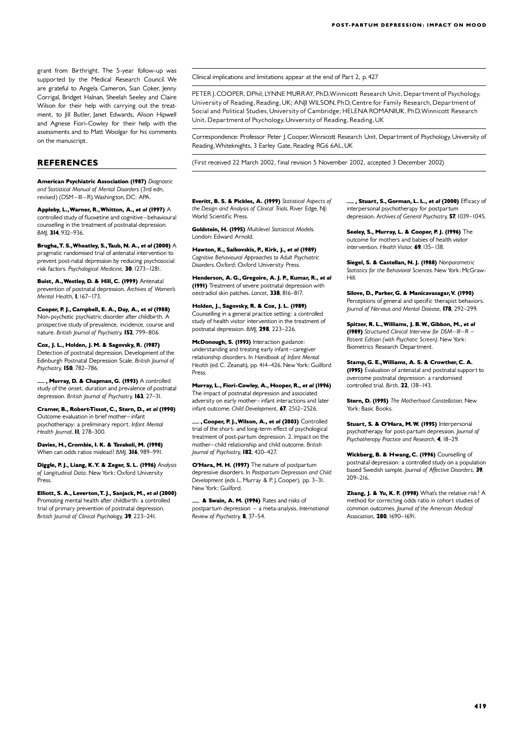grant from Birthright. The 5-year follow-up was supported by the Medical Research Council. We are grateful to Angela Cameron, Sian Coker, Jenny Corrigal, Bridget Halnan, Sheelah Seeley and Claire Wilson for their help with carrying out the treatment, to Jill Butler, Janet Edwards, Alison Hipwell and Agnese Fiori-Cowley for their help with the assessments and to Matt Woolgar for his comments on the manuscript.

## REFERENCES

**American Psychiatric Association (1987)** *Diagnostic and Statistical Manual of Mental Disorders* (3rd edn, revised) (DSM–III–R). Washington, DC: APA.

**Appleby, L., Warner, R., Whitton, A., *et al* (1997)** A controlled study of fluoxetine and cognitive–behavioural counselling in the treatment of postnatal depression. *BMJ*, **314**, 932–936.

**Brugha, T. S., Wheatley, S., Taub, N. A., *et al* (2000)** A pragmatic randomised trial of antenatal intervention to prevent post-natal depression by reducing psychosocial risk factors. *Psychological Medicine*, **30**, 1273–1281.

**Buist, A., Westley, D. & Hill, C. (1999)** Antenatal prevention of postnatal depression. *Archives of Women's Mental Health*, **1**, 167–173.

**Cooper, P. J., Campbell, E. A., Day, A., *et al* (1988)** Non-psychotic psychiatric disorder after childbirth. A prospective study of prevalence, incidence, course and nature. *British Journal of Psychiatry*, **152**, 799–806.

**Cox, J. L., Holden, J. M. & Sagovsky, R. (1987)** Detection of postnatal depression. Development of the Edinburgh Postnatal Depression Scale. *British Journal of Psychiatry*, **150**, 782–786.

**__, Murray, D. & Chapman, G. (1993)** A controlled study of the onset, duration and prevalence of postnatal depression. *British Journal of Psychiatry*, **163**, 27–31.

**Cramer, B., Robert-Tissot, C., Stern, D., *et al* (1990)** Outcome evaluation in brief mother–infant psychotherapy: a preliminary report. *Infant Mental Health Journal*, **11**, 278–300.

**Davies, H., Crombie, I. K. & Tavakoli, M. (1998)** When can odds ratios mislead? *BMJ*, **316**, 989–991.

**Diggle, P. J., Liang, K. Y. & Zeger, S. L. (1996)** *Analysis of Longitudinal Data*. New York: Oxford University Press.

**Elliott, S. A., Leverton, T. J., Sanjack, M., *et al* (2000)** Promoting mental health after childbirth: a controlled trial of primary prevention of postnatal depression. *British Journal of Clinical Psychology*, **39**, 223–241.

**Everitt, B. S. & Pickles, A. (1999)** *Statistical Aspects of the Design and Analysis of Clinical Trials*. River Edge, NJ: World Scientific Press.

**Goldstein, H. (1995)** *Multilevel Statistical Models*. London: Edward Arnold.

**Hawton, K., Salkovskis, P., Kirk, J., *et al* (1989)** *Cognitive Behavioural Approaches to Adult Psychiatric Disorders*. Oxford: Oxford University Press.

**Henderson, A. G., Gregoire, A. J. P., Kumar, R., *et al* (1991)** Treatment of severe postnatal depression with oestradiol skin patches. *Lancet*, **338**, 816–817.

**Holden, J., Sagovsky, R. & Cox, J. L. (1989)** Counselling in a general practice setting: a controlled study of health visitor intervention in the treatment of postnatal depression. *BMJ*, **298**, 223–226.

**McDonough, S. (1993)** Interaction guidance: understanding and treating early infant–caregiver relationship disorders. In *Handbook of Infant Mental Health* (ed. C. Zeanah), pp. 414–426. New York: Guilford Press.

**Murray, L., Fiori-Cowley, A., Hooper, R., *et al* (1996)** The impact of postnatal depression and associated adversity on early mother–infant interactions and later infant outcome. *Child Development*, **67**, 2512–2526.

**__, Cooper, P. J., Wilson, A., *et al* (2003)** Controlled trial of the short- and long-term effect of psychological treatment of post-partum depression. 2. Impact on the mother–child relationship and child outcome. *British Journal of Psychiatry*, **182**, 420–427.

**O'Hara, M. H. (1997)** The nature of postpartum depressive disorders. In *Postpartum Depression and Child Development* (eds L. Murray & P. J. Cooper), pp. 3–31. New York: Guilford.

**__ & Swain, A. M. (1996)** Rates and risks of postpartum depression – a meta-analysis. *International Review of Psychiatry*, **8**, 37–54.

**__, Stuart, S., Gorman, L. L., *et al* (2000)** Efficacy of interpersonal psychotherapy for postpartum depression. *Archives of General Psychiatry*, **57**, 1039–1045.

**Seeley, S., Murray, L. & Cooper, P. J. (1996)** The outcome for mothers and babies of health visitor intervention. *Health Visitor*, **69**, 135–138.

**Siegel, S. & Castellan, N. J. (1988)** *Nonparametric Statistics for the Behavioral Sciences*. New York: McGraw-Hill.

**Silove, D., Parker, G. & Manicavasagar, V. (1990)** Perceptions of general and specific therapist behaviors. *Journal of Nervous and Mental Disease*, **178**, 292–299.

**Spitzer, R. L., Williams, J. B. W., Gibbon, M., *et al* (1989)** *Structured Clinical Interview for DSM–III–R – Patient Edition (with Psychotic Screen)*. New York: Biometrics Research Department.

**Stamp, G. E., Williams, A. S. & Crowther, C. A. (1995)** Evaluation of antenatal and postnatal support to overcome postnatal depression: a randomised controlled trial. *Birth*, **22**, 138–143.

**Stern, D. (1995)** *The Motherhood Constellation*. New York: Basic Books.

**Stuart, S. & O'Hara, M. W. (1995)** Interpersonal psychotherapy for post-partum depression. *Journal of Psychotherapy Practice and Research*, **4**, 18–29.

**Wickberg, B. & Hwang, C. (1996)** Counselling of postnatal depression: a controlled study on a population based Swedish sample. *Journal of Affective Disorders*, **39**, 209–216.

**Zhang, J. & Yu, K. F. (1998)** What's the relative risk? A method for correcting odds ratio in cohort studies of common outcomes. *Journal of the American Medical Association*, **280**, 1690–1691.

---

Clinical implications and limitations appear at the end of Part 2, p. 427

PETER J. COOPER, DPhil, LYNNE MURRAY, PhD, Winnicott Research Unit, Department of Psychology, University of Reading, Reading, UK; ANJI WILSON, PhD, Centre for Family Research, Department of Social and Political Studies, University of Cambridge; HELENA ROMANIUK, PhD, Winnicott Research Unit, Department of Psychology, University of Reading, Reading, UK

Correspondence: Professor Peter J. Cooper, Winnicott Research Unit, Department of Psychology, University of Reading, Whiteknights, 3 Earley Gate, Reading RG6 6AL, UK

(First received 22 March 2002, final revision 5 November 2002, accepted 3 December 2002)